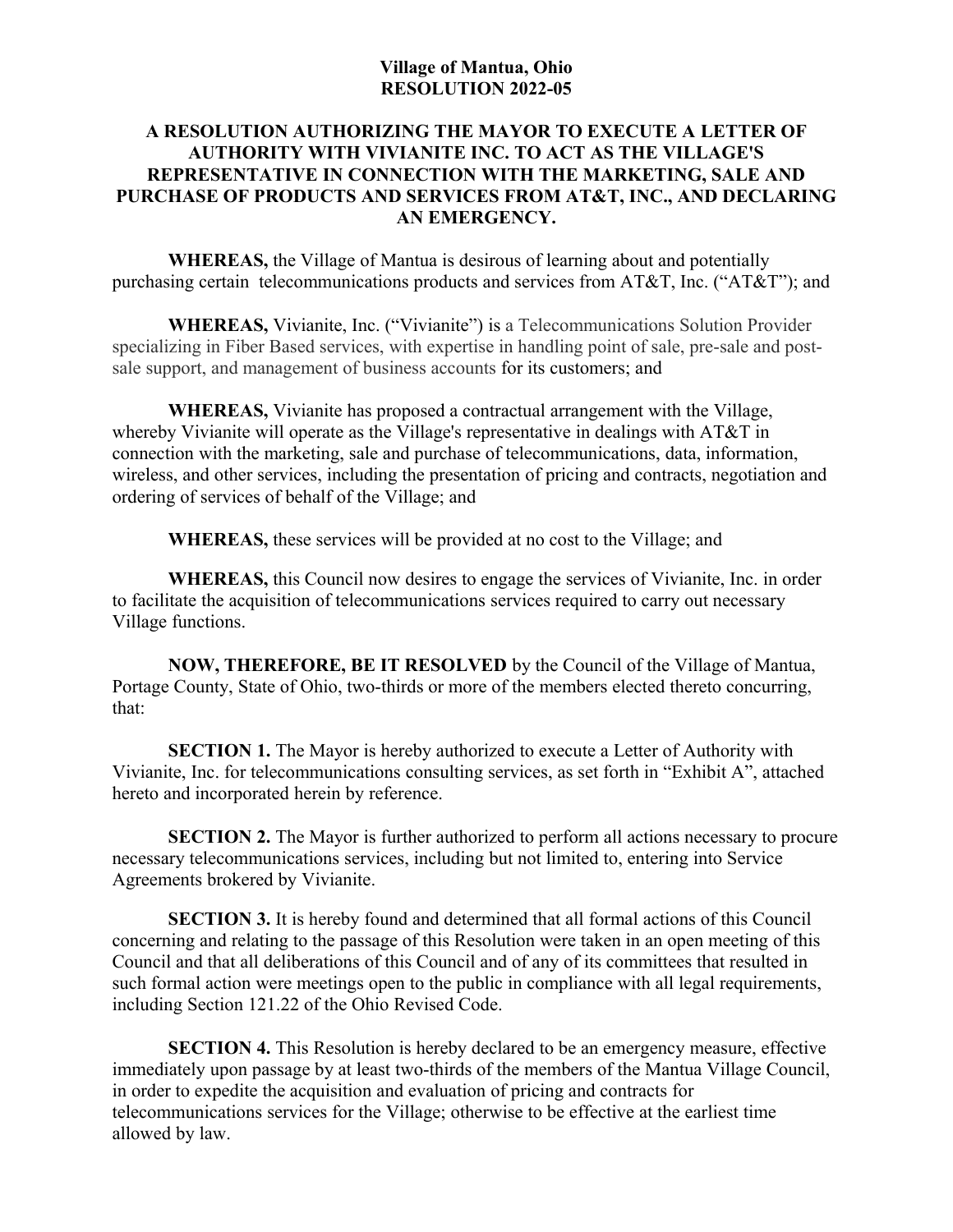**Village of Mantua, Ohio**
**RESOLUTION 2022-05**

**A RESOLUTION AUTHORIZING THE MAYOR TO EXECUTE A LETTER OF AUTHORITY WITH VIVIANITE INC. TO ACT AS THE VILLAGE'S REPRESENTATIVE IN CONNECTION WITH THE MARKETING, SALE AND PURCHASE OF PRODUCTS AND SERVICES FROM AT&T, INC., AND DECLARING AN EMERGENCY.**

**WHEREAS,** the Village of Mantua is desirous of learning about and potentially purchasing certain telecommunications products and services from AT&T, Inc. ("AT&T"); and

**WHEREAS,** Vivianite, Inc. ("Vivianite") is a Telecommunications Solution Provider specializing in Fiber Based services, with expertise in handling point of sale, pre-sale and post-sale support, and management of business accounts for its customers; and

**WHEREAS,** Vivianite has proposed a contractual arrangement with the Village, whereby Vivianite will operate as the Village's representative in dealings with AT&T in connection with the marketing, sale and purchase of telecommunications, data, information, wireless, and other services, including the presentation of pricing and contracts, negotiation and ordering of services of behalf of the Village; and

**WHEREAS,** these services will be provided at no cost to the Village; and

**WHEREAS,** this Council now desires to engage the services of Vivianite, Inc. in order to facilitate the acquisition of telecommunications services required to carry out necessary Village functions.

**NOW, THEREFORE, BE IT RESOLVED** by the Council of the Village of Mantua, Portage County, State of Ohio, two-thirds or more of the members elected thereto concurring, that:

**SECTION 1.** The Mayor is hereby authorized to execute a Letter of Authority with Vivianite, Inc. for telecommunications consulting services, as set forth in "Exhibit A", attached hereto and incorporated herein by reference.

**SECTION 2.** The Mayor is further authorized to perform all actions necessary to procure necessary telecommunications services, including but not limited to, entering into Service Agreements brokered by Vivianite.

**SECTION 3.** It is hereby found and determined that all formal actions of this Council concerning and relating to the passage of this Resolution were taken in an open meeting of this Council and that all deliberations of this Council and of any of its committees that resulted in such formal action were meetings open to the public in compliance with all legal requirements, including Section 121.22 of the Ohio Revised Code.

**SECTION 4.** This Resolution is hereby declared to be an emergency measure, effective immediately upon passage by at least two-thirds of the members of the Mantua Village Council, in order to expedite the acquisition and evaluation of pricing and contracts for telecommunications services for the Village; otherwise to be effective at the earliest time allowed by law.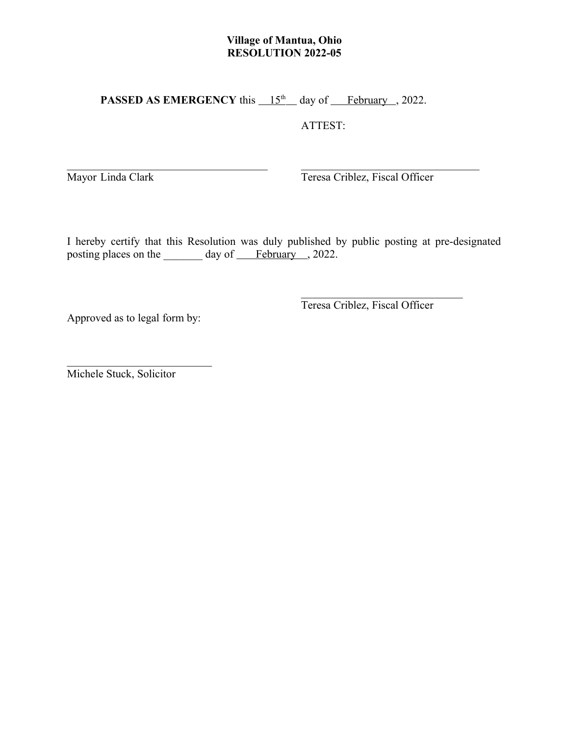**Village of Mantua, Ohio**
**RESOLUTION 2022-05**

**PASSED AS EMERGENCY** this \_\_15th\_\_ day of \_\_\_February\_\_, 2022.

ATTEST:

\_\_\_\_\_\_\_\_\_\_\_\_\_\_\_\_\_\_\_\_\_\_\_\_\_\_\_\_\_\_\_\_\_\_\_\_\_\_
Mayor Linda Clark

\_\_\_\_\_\_\_\_\_\_\_\_\_\_\_\_\_\_\_\_\_\_\_\_\_\_\_\_\_\_\_\_\_\_\_\_\_\_
Teresa Criblez, Fiscal Officer

I hereby certify that this Resolution was duly published by public posting at pre-designated posting places on the \_\_\_\_\_\_\_ day of \_\_\_February\_\_, 2022.

\_\_\_\_\_\_\_\_\_\_\_\_\_\_\_\_\_\_\_\_\_\_\_\_\_\_\_\_\_\_\_\_\_\_\_\_\_\_
Teresa Criblez, Fiscal Officer

Approved as to legal form by:

\_\_\_\_\_\_\_\_\_\_\_\_\_\_\_\_\_\_\_\_\_\_\_\_\_\_\_\_
Michele Stuck, Solicitor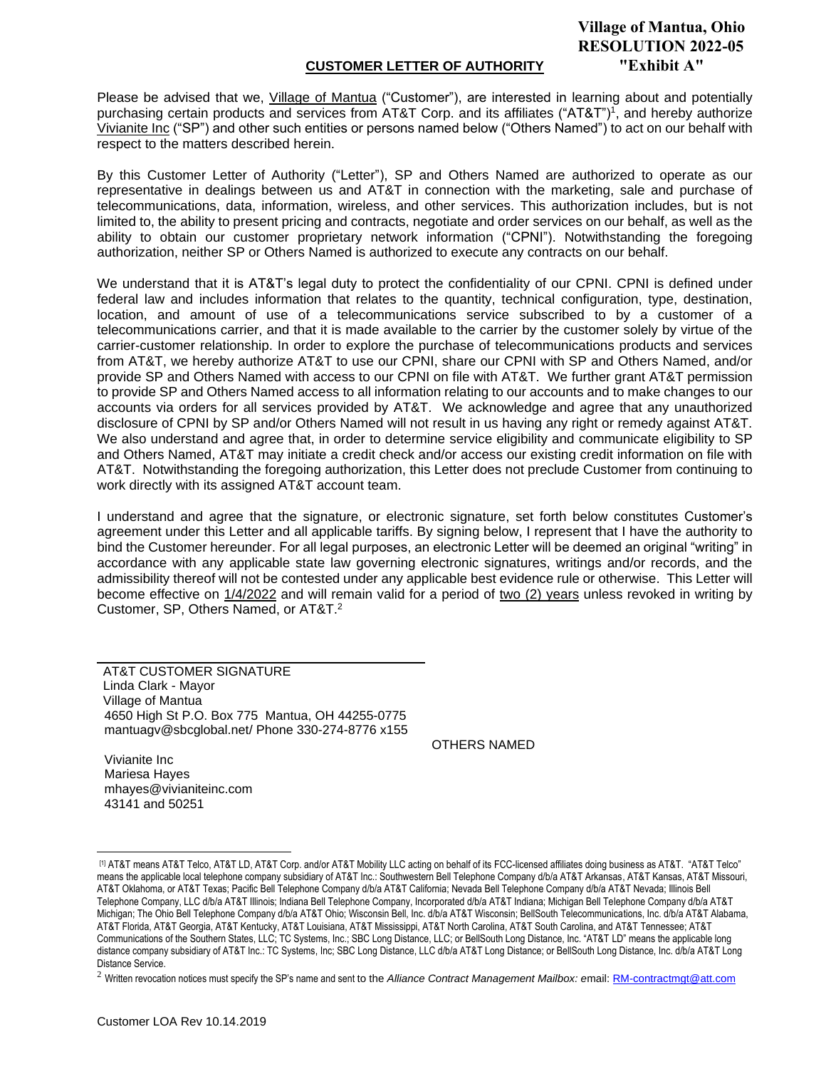**Village of Mantua, Ohio**
**RESOLUTION 2022-05**
**"Exhibit A"**

## CUSTOMER LETTER OF AUTHORITY

Please be advised that we, Village of Mantua ("Customer"), are interested in learning about and potentially purchasing certain products and services from AT&T Corp. and its affiliates ("AT&T")[1], and hereby authorize Vivianite Inc ("SP") and other such entities or persons named below ("Others Named") to act on our behalf with respect to the matters described herein.

By this Customer Letter of Authority ("Letter"), SP and Others Named are authorized to operate as our representative in dealings between us and AT&T in connection with the marketing, sale and purchase of telecommunications, data, information, wireless, and other services. This authorization includes, but is not limited to, the ability to present pricing and contracts, negotiate and order services on our behalf, as well as the ability to obtain our customer proprietary network information ("CPNI"). Notwithstanding the foregoing authorization, neither SP or Others Named is authorized to execute any contracts on our behalf.

We understand that it is AT&T's legal duty to protect the confidentiality of our CPNI. CPNI is defined under federal law and includes information that relates to the quantity, technical configuration, type, destination, location, and amount of use of a telecommunications service subscribed to by a customer of a telecommunications carrier, and that it is made available to the carrier by the customer solely by virtue of the carrier-customer relationship. In order to explore the purchase of telecommunications products and services from AT&T, we hereby authorize AT&T to use our CPNI, share our CPNI with SP and Others Named, and/or provide SP and Others Named with access to our CPNI on file with AT&T. We further grant AT&T permission to provide SP and Others Named access to all information relating to our accounts and to make changes to our accounts via orders for all services provided by AT&T. We acknowledge and agree that any unauthorized disclosure of CPNI by SP and/or Others Named will not result in us having any right or remedy against AT&T. We also understand and agree that, in order to determine service eligibility and communicate eligibility to SP and Others Named, AT&T may initiate a credit check and/or access our existing credit information on file with AT&T. Notwithstanding the foregoing authorization, this Letter does not preclude Customer from continuing to work directly with its assigned AT&T account team.

I understand and agree that the signature, or electronic signature, set forth below constitutes Customer's agreement under this Letter and all applicable tariffs. By signing below, I represent that I have the authority to bind the Customer hereunder. For all legal purposes, an electronic Letter will be deemed an original "writing" in accordance with any applicable state law governing electronic signatures, writings and/or records, and the admissibility thereof will not be contested under any applicable best evidence rule or otherwise. This Letter will become effective on 1/4/2022 and will remain valid for a period of two (2) years unless revoked in writing by Customer, SP, Others Named, or AT&T.[2]

AT&T CUSTOMER SIGNATURE
Linda Clark - Mayor
Village of Mantua
4650 High St P.O. Box 775 Mantua, OH 44255-0775
mantuagv@sbcglobal.net/ Phone 330-274-8776 x155

OTHERS NAMED

Vivianite Inc
Mariesa Hayes
mhayes@vivianiteinc.com
43141 and 50251

[1] AT&T means AT&T Telco, AT&T LD, AT&T Corp. and/or AT&T Mobility LLC acting on behalf of its FCC-licensed affiliates doing business as AT&T. "AT&T Telco" means the applicable local telephone company subsidiary of AT&T Inc.: Southwestern Bell Telephone Company d/b/a AT&T Arkansas, AT&T Kansas, AT&T Missouri, AT&T Oklahoma, or AT&T Texas; Pacific Bell Telephone Company d/b/a AT&T California; Nevada Bell Telephone Company d/b/a AT&T Nevada; Illinois Bell Telephone Company, LLC d/b/a AT&T Illinois; Indiana Bell Telephone Company, Incorporated d/b/a AT&T Indiana; Michigan Bell Telephone Company d/b/a AT&T Michigan; The Ohio Bell Telephone Company d/b/a AT&T Ohio; Wisconsin Bell, Inc. d/b/a AT&T Wisconsin; BellSouth Telecommunications, Inc. d/b/a AT&T Alabama, AT&T Florida, AT&T Georgia, AT&T Kentucky, AT&T Louisiana, AT&T Mississippi, AT&T North Carolina, AT&T South Carolina, and AT&T Tennessee; AT&T Communications of the Southern States, LLC; TC Systems, Inc.; SBC Long Distance, LLC; or BellSouth Long Distance, Inc. "AT&T LD" means the applicable long distance company subsidiary of AT&T Inc.: TC Systems, Inc; SBC Long Distance, LLC d/b/a AT&T Long Distance; or BellSouth Long Distance, Inc. d/b/a AT&T Long Distance Service.

[2] Written revocation notices must specify the SP's name and sent to the *Alliance Contract Management Mailbox:* email: RM-contractmgt@att.com

Customer LOA Rev 10.14.2019